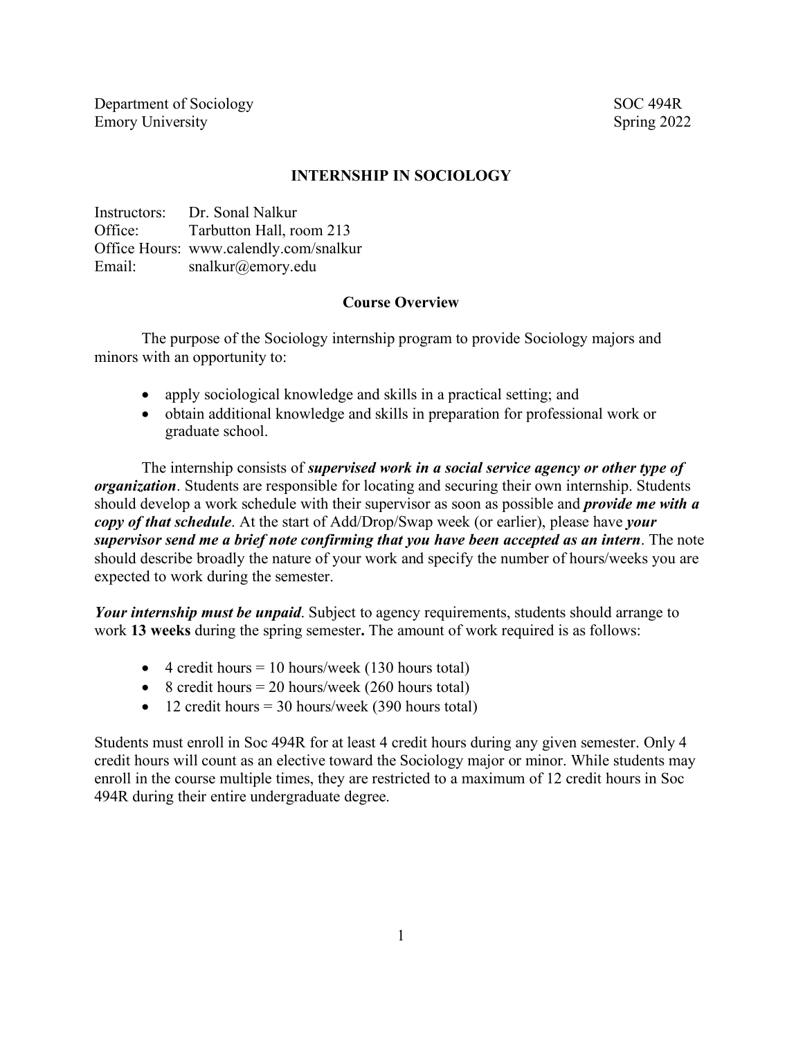Department of Sociology
Emory University

SOC 494R
Spring 2022

# INTERNSHIP IN SOCIOLOGY

Instructors: Dr. Sonal Nalkur
Office: Tarbutton Hall, room 213
Office Hours: www.calendly.com/snalkur
Email: snalkur@emory.edu

## Course Overview

The purpose of the Sociology internship program to provide Sociology majors and minors with an opportunity to:

- apply sociological knowledge and skills in a practical setting; and
- obtain additional knowledge and skills in preparation for professional work or graduate school.

The internship consists of ***supervised work in a social service agency or other type of organization***. Students are responsible for locating and securing their own internship. Students should develop a work schedule with their supervisor as soon as possible and ***provide me with a copy of that schedule***. At the start of Add/Drop/Swap week (or earlier), please have ***your supervisor send me a brief note confirming that you have been accepted as an intern***. The note should describe broadly the nature of your work and specify the number of hours/weeks you are expected to work during the semester.

***Your internship must be unpaid***. Subject to agency requirements, students should arrange to work **13 weeks** during the spring semester**.** The amount of work required is as follows:

- 4 credit hours = 10 hours/week (130 hours total)
- 8 credit hours = 20 hours/week (260 hours total)
- 12 credit hours = 30 hours/week (390 hours total)

Students must enroll in Soc 494R for at least 4 credit hours during any given semester. Only 4 credit hours will count as an elective toward the Sociology major or minor. While students may enroll in the course multiple times, they are restricted to a maximum of 12 credit hours in Soc 494R during their entire undergraduate degree.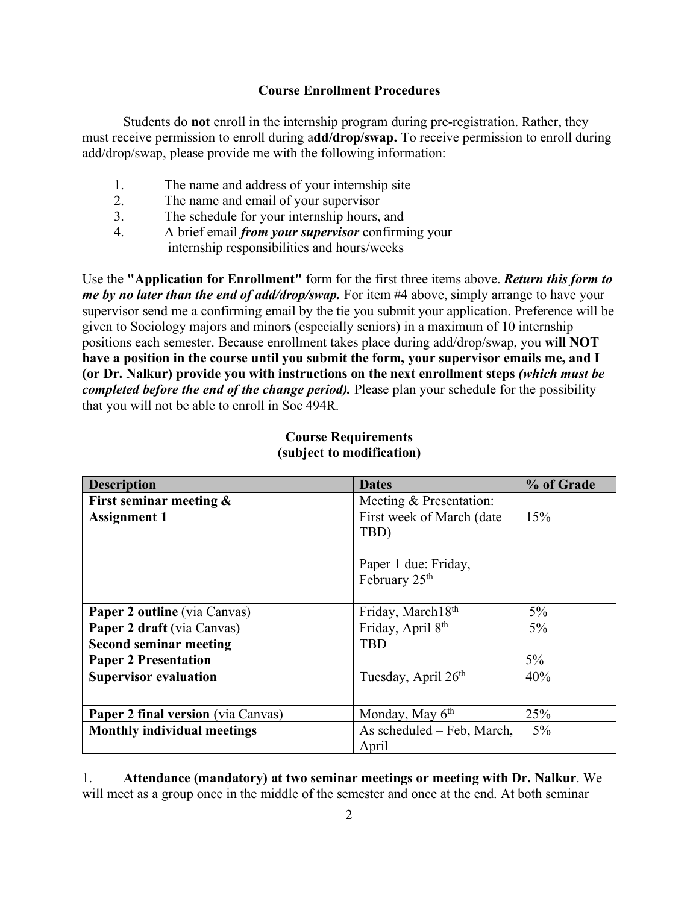### Course Enrollment Procedures

Students do **not** enroll in the internship program during pre-registration. Rather, they must receive permission to enroll during a**dd/drop/swap.** To receive permission to enroll during add/drop/swap, please provide me with the following information:

1. The name and address of your internship site
2. The name and email of your supervisor
3. The schedule for your internship hours, and
4. A brief email ***from your supervisor*** confirming your internship responsibilities and hours/weeks

Use the **"Application for Enrollment"** form for the first three items above. ***Return this form to me by no later than the end of add/drop/swap.*** For item #4 above, simply arrange to have your supervisor send me a confirming email by the tie you submit your application. Preference will be given to Sociology majors and minor**s** (especially seniors) in a maximum of 10 internship positions each semester. Because enrollment takes place during add/drop/swap, you **will NOT have a position in the course until you submit the form, your supervisor emails me, and I (or Dr. Nalkur) provide you with instructions on the next enrollment steps *(which must be completed before the end of the change period).*** Please plan your schedule for the possibility that you will not be able to enroll in Soc 494R.

### Course Requirements (subject to modification)

| Description | Dates | % of Grade |
|---|---|---|
| **First seminar meeting & Assignment 1** | Meeting & Presentation: First week of March (date TBD)<br><br>Paper 1 due: Friday, February 25th | 15% |
| **Paper 2 outline** (via Canvas) | Friday, March18th | 5% |
| **Paper 2 draft** (via Canvas) | Friday, April 8th | 5% |
| **Second seminar meeting Paper 2 Presentation** | TBD | 5% |
| **Supervisor evaluation** | Tuesday, April 26th | 40% |
| **Paper 2 final version** (via Canvas) | Monday, May 6th | 25% |
| **Monthly individual meetings** | As scheduled – Feb, March, April | 5% |

1. **Attendance (mandatory) at two seminar meetings or meeting with Dr. Nalkur**. We will meet as a group once in the middle of the semester and once at the end. At both seminar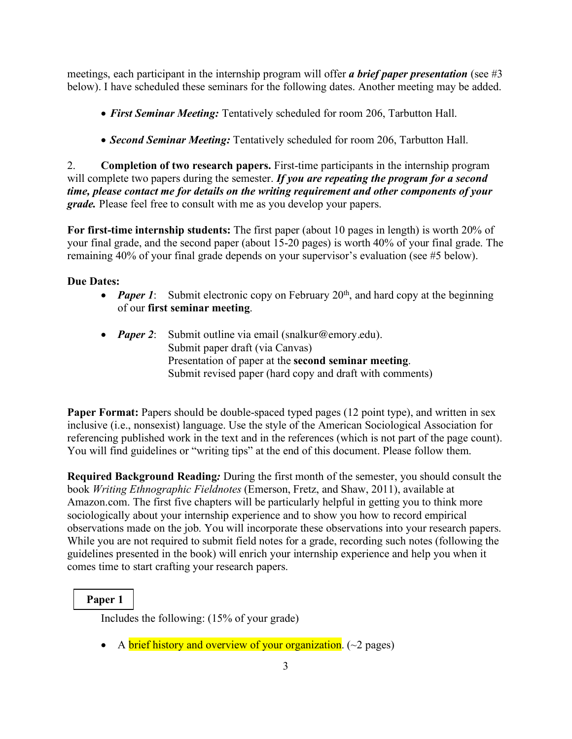meetings, each participant in the internship program will offer ***a brief paper presentation*** (see #3 below). I have scheduled these seminars for the following dates. Another meeting may be added.

- ***First Seminar Meeting:*** Tentatively scheduled for room 206, Tarbutton Hall.

- ***Second Seminar Meeting:*** Tentatively scheduled for room 206, Tarbutton Hall.

2. **Completion of two research papers.** First-time participants in the internship program will complete two papers during the semester. ***If you are repeating the program for a second time, please contact me for details on the writing requirement and other components of your grade.*** Please feel free to consult with me as you develop your papers.

**For first-time internship students:** The first paper (about 10 pages in length) is worth 20% of your final grade, and the second paper (about 15-20 pages) is worth 40% of your final grade. The remaining 40% of your final grade depends on your supervisor's evaluation (see #5 below).

**Due Dates:**

- ***Paper 1***: Submit electronic copy on February 20th, and hard copy at the beginning of our **first seminar meeting**.

- ***Paper 2***: Submit outline via email (snalkur@emory.edu).
  Submit paper draft (via Canvas)
  Presentation of paper at the **second seminar meeting**.
  Submit revised paper (hard copy and draft with comments)

**Paper Format:** Papers should be double-spaced typed pages (12 point type), and written in sex inclusive (i.e., nonsexist) language. Use the style of the American Sociological Association for referencing published work in the text and in the references (which is not part of the page count). You will find guidelines or "writing tips" at the end of this document. Please follow them.

**Required Background Reading*:*** During the first month of the semester, you should consult the book *Writing Ethnographic Fieldnotes* (Emerson, Fretz, and Shaw, 2011), available at Amazon.com. The first five chapters will be particularly helpful in getting you to think more sociologically about your internship experience and to show you how to record empirical observations made on the job. You will incorporate these observations into your research papers. While you are not required to submit field notes for a grade, recording such notes (following the guidelines presented in the book) will enrich your internship experience and help you when it comes time to start crafting your research papers.

**Paper 1**

Includes the following: (15% of your grade)

- A brief history and overview of your organization. (~2 pages)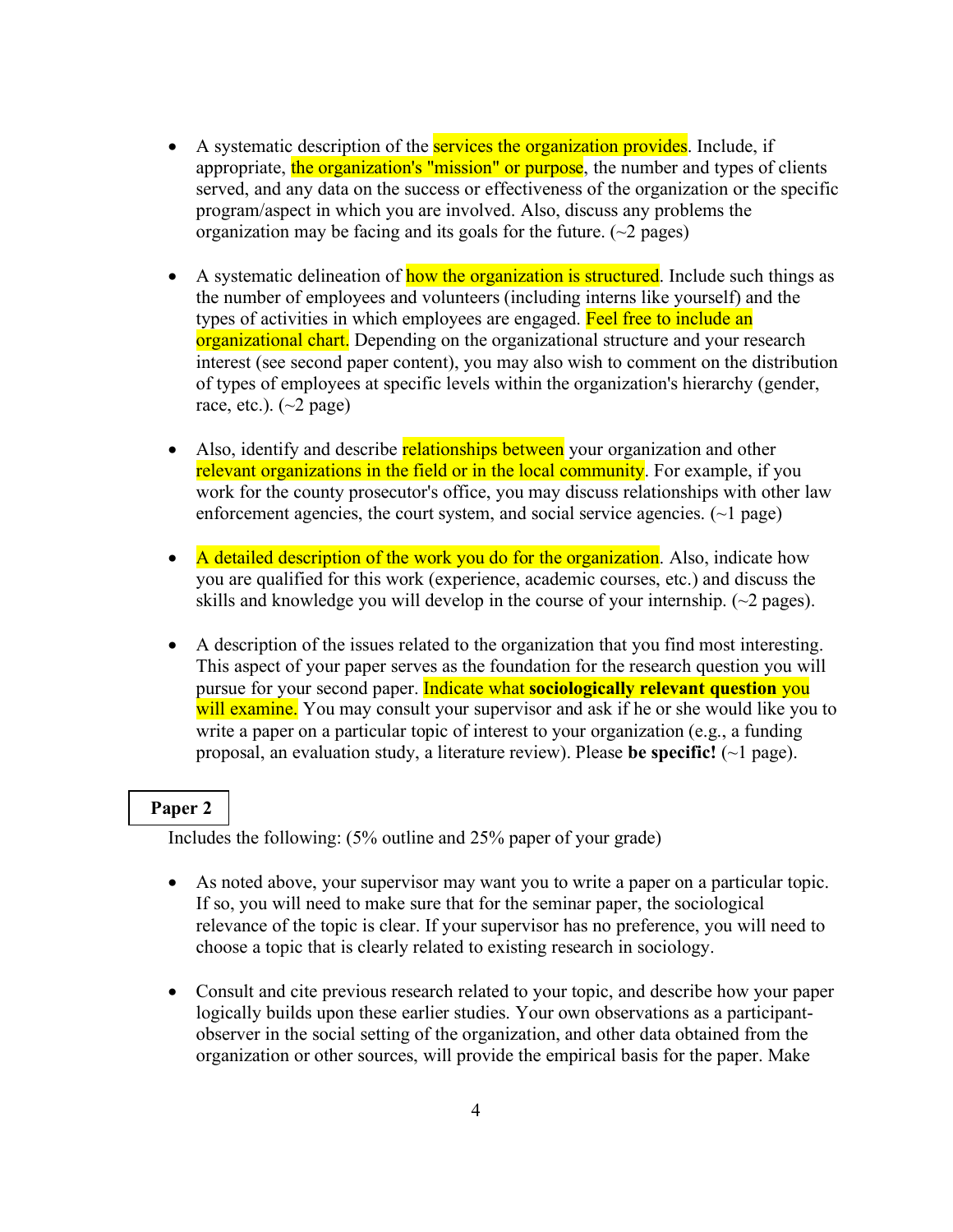- A systematic description of the services the organization provides. Include, if appropriate, the organization's "mission" or purpose, the number and types of clients served, and any data on the success or effectiveness of the organization or the specific program/aspect in which you are involved. Also, discuss any problems the organization may be facing and its goals for the future. (~2 pages)

- A systematic delineation of how the organization is structured. Include such things as the number of employees and volunteers (including interns like yourself) and the types of activities in which employees are engaged. Feel free to include an organizational chart. Depending on the organizational structure and your research interest (see second paper content), you may also wish to comment on the distribution of types of employees at specific levels within the organization's hierarchy (gender, race, etc.). (~2 page)

- Also, identify and describe relationships between your organization and other relevant organizations in the field or in the local community. For example, if you work for the county prosecutor's office, you may discuss relationships with other law enforcement agencies, the court system, and social service agencies. (~1 page)

- A detailed description of the work you do for the organization. Also, indicate how you are qualified for this work (experience, academic courses, etc.) and discuss the skills and knowledge you will develop in the course of your internship. (~2 pages).

- A description of the issues related to the organization that you find most interesting. This aspect of your paper serves as the foundation for the research question you will pursue for your second paper. Indicate what **sociologically relevant question** you will examine. You may consult your supervisor and ask if he or she would like you to write a paper on a particular topic of interest to your organization (e.g., a funding proposal, an evaluation study, a literature review). Please **be specific!** (~1 page).

## Paper 2

Includes the following: (5% outline and 25% paper of your grade)

- As noted above, your supervisor may want you to write a paper on a particular topic. If so, you will need to make sure that for the seminar paper, the sociological relevance of the topic is clear. If your supervisor has no preference, you will need to choose a topic that is clearly related to existing research in sociology.

- Consult and cite previous research related to your topic, and describe how your paper logically builds upon these earlier studies. Your own observations as a participant-observer in the social setting of the organization, and other data obtained from the organization or other sources, will provide the empirical basis for the paper. Make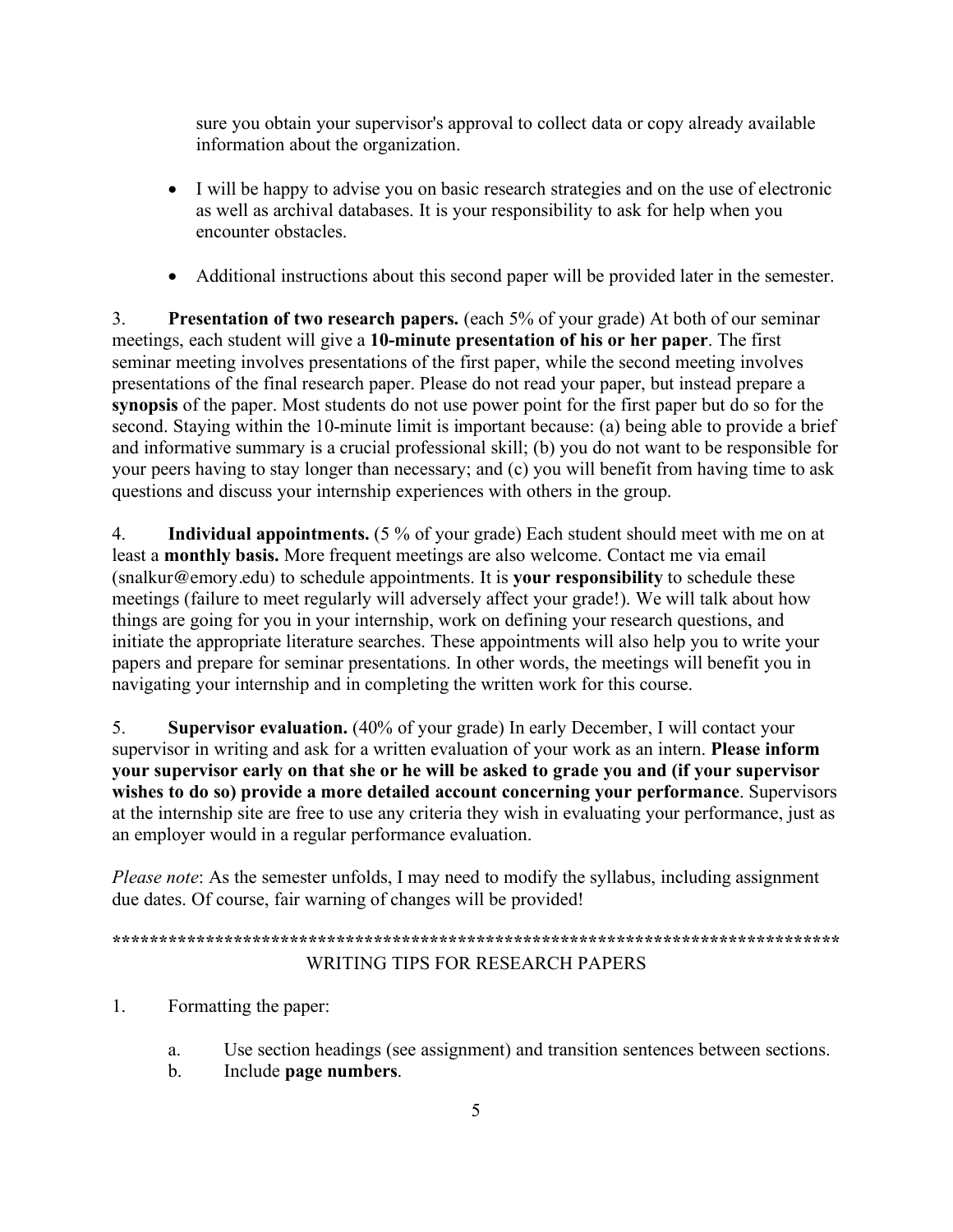sure you obtain your supervisor's approval to collect data or copy already available information about the organization.

- I will be happy to advise you on basic research strategies and on the use of electronic as well as archival databases. It is your responsibility to ask for help when you encounter obstacles.

- Additional instructions about this second paper will be provided later in the semester.

3. **Presentation of two research papers.** (each 5% of your grade) At both of our seminar meetings, each student will give a **10-minute presentation of his or her paper**. The first seminar meeting involves presentations of the first paper, while the second meeting involves presentations of the final research paper. Please do not read your paper, but instead prepare a **synopsis** of the paper. Most students do not use power point for the first paper but do so for the second. Staying within the 10-minute limit is important because: (a) being able to provide a brief and informative summary is a crucial professional skill; (b) you do not want to be responsible for your peers having to stay longer than necessary; and (c) you will benefit from having time to ask questions and discuss your internship experiences with others in the group.

4. **Individual appointments.** (5 % of your grade) Each student should meet with me on at least a **monthly basis.** More frequent meetings are also welcome. Contact me via email (snalkur@emory.edu) to schedule appointments. It is **your responsibility** to schedule these meetings (failure to meet regularly will adversely affect your grade!). We will talk about how things are going for you in your internship, work on defining your research questions, and initiate the appropriate literature searches. These appointments will also help you to write your papers and prepare for seminar presentations. In other words, the meetings will benefit you in navigating your internship and in completing the written work for this course.

5. **Supervisor evaluation.** (40% of your grade) In early December, I will contact your supervisor in writing and ask for a written evaluation of your work as an intern. **Please inform your supervisor early on that she or he will be asked to grade you and (if your supervisor wishes to do so) provide a more detailed account concerning your performance**. Supervisors at the internship site are free to use any criteria they wish in evaluating your performance, just as an employer would in a regular performance evaluation.

*Please note*: As the semester unfolds, I may need to modify the syllabus, including assignment due dates. Of course, fair warning of changes will be provided!

\*\*\*\*\*\*\*\*\*\*\*\*\*\*\*\*\*\*\*\*\*\*\*\*\*\*\*\*\*\*\*\*\*\*\*\*\*\*\*\*\*\*\*\*\*\*\*\*\*\*\*\*\*\*\*\*\*\*\*\*\*\*\*\*\*\*\*\*\*\*\*\*\*\*\*\*\*\*

WRITING TIPS FOR RESEARCH PAPERS

1. Formatting the paper:

   a. Use section headings (see assignment) and transition sentences between sections.
   b. Include **page numbers**.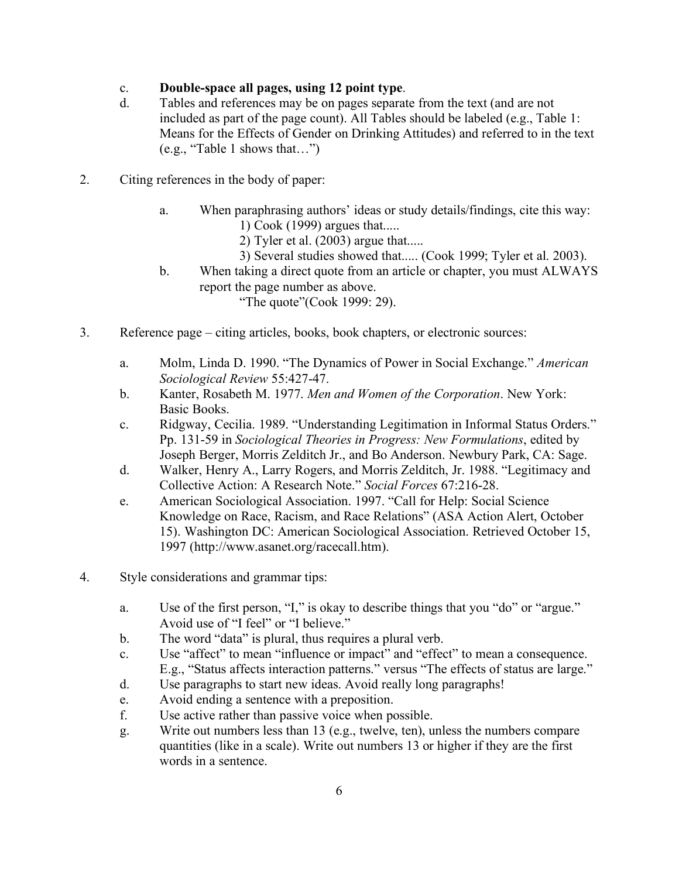c. **Double-space all pages, using 12 point type**.

d. Tables and references may be on pages separate from the text (and are not included as part of the page count). All Tables should be labeled (e.g., Table 1: Means for the Effects of Gender on Drinking Attitudes) and referred to in the text (e.g., "Table 1 shows that…")

2. Citing references in the body of paper:

   a. When paraphrasing authors' ideas or study details/findings, cite this way:
      1) Cook (1999) argues that.....
      2) Tyler et al. (2003) argue that.....
      3) Several studies showed that..... (Cook 1999; Tyler et al. 2003).

   b. When taking a direct quote from an article or chapter, you must ALWAYS report the page number as above.
      "The quote"(Cook 1999: 29).

3. Reference page – citing articles, books, book chapters, or electronic sources:

   a. Molm, Linda D. 1990. "The Dynamics of Power in Social Exchange." *American Sociological Review* 55:427-47.

   b. Kanter, Rosabeth M. 1977. *Men and Women of the Corporation*. New York: Basic Books.

   c. Ridgway, Cecilia. 1989. "Understanding Legitimation in Informal Status Orders." Pp. 131-59 in *Sociological Theories in Progress: New Formulations*, edited by Joseph Berger, Morris Zelditch Jr., and Bo Anderson. Newbury Park, CA: Sage.

   d. Walker, Henry A., Larry Rogers, and Morris Zelditch, Jr. 1988. "Legitimacy and Collective Action: A Research Note." *Social Forces* 67:216-28.

   e. American Sociological Association. 1997. "Call for Help: Social Science Knowledge on Race, Racism, and Race Relations" (ASA Action Alert, October 15). Washington DC: American Sociological Association. Retrieved October 15, 1997 (http://www.asanet.org/racecall.htm).

4. Style considerations and grammar tips:

   a. Use of the first person, "I," is okay to describe things that you "do" or "argue." Avoid use of "I feel" or "I believe."

   b. The word "data" is plural, thus requires a plural verb.

   c. Use "affect" to mean "influence or impact" and "effect" to mean a consequence. E.g., "Status affects interaction patterns." versus "The effects of status are large."

   d. Use paragraphs to start new ideas. Avoid really long paragraphs!

   e. Avoid ending a sentence with a preposition.

   f. Use active rather than passive voice when possible.

   g. Write out numbers less than 13 (e.g., twelve, ten), unless the numbers compare quantities (like in a scale). Write out numbers 13 or higher if they are the first words in a sentence.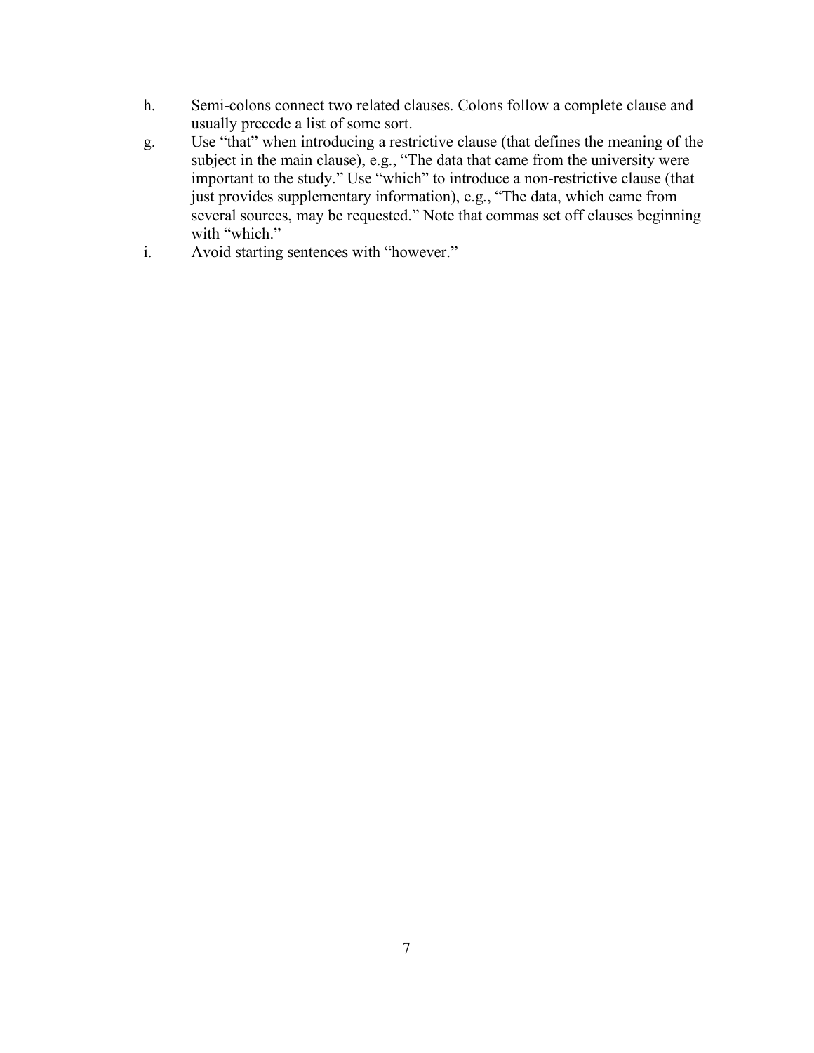h. Semi-colons connect two related clauses. Colons follow a complete clause and usually precede a list of some sort.

g. Use "that" when introducing a restrictive clause (that defines the meaning of the subject in the main clause), e.g., "The data that came from the university were important to the study." Use "which" to introduce a non-restrictive clause (that just provides supplementary information), e.g., "The data, which came from several sources, may be requested." Note that commas set off clauses beginning with "which."

i. Avoid starting sentences with "however."